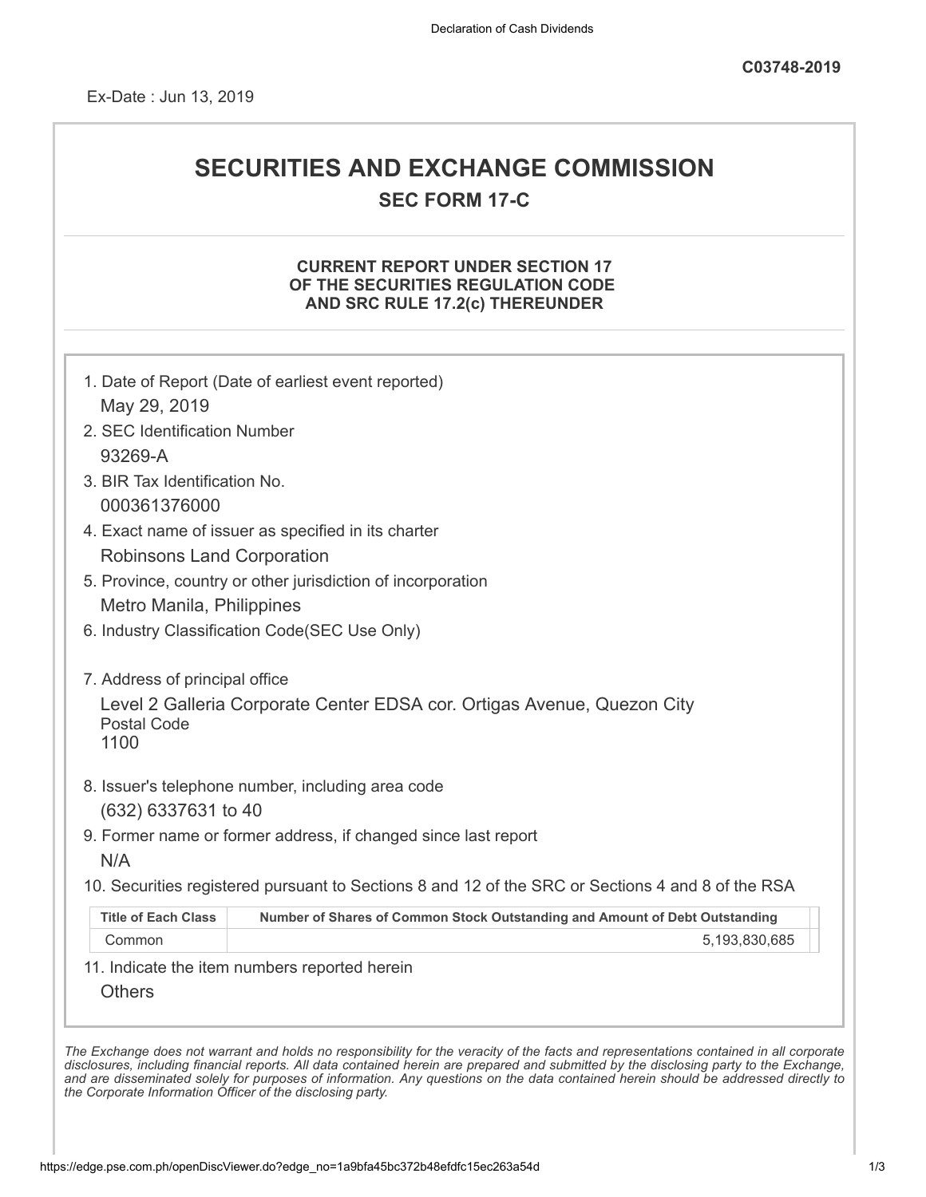C03748-2019

Ex-Date : Jun 13, 2019

# SECURITIES AND EXCHANGE COMMISSION

## SEC FORM 17-C

### CURRENT REPORT UNDER SECTION 17 OF THE SECURITIES REGULATION CODE AND SRC RULE 17.2(c) THEREUNDER

1. Date of Report (Date of earliest event reported)
   May 29, 2019
2. SEC Identification Number
   93269-A
3. BIR Tax Identification No.
   000361376000
4. Exact name of issuer as specified in its charter
   Robinsons Land Corporation
5. Province, country or other jurisdiction of incorporation
   Metro Manila, Philippines
6. Industry Classification Code(SEC Use Only)

7. Address of principal office
   Level 2 Galleria Corporate Center EDSA cor. Ortigas Avenue, Quezon City
   Postal Code
   1100
8. Issuer's telephone number, including area code
   (632) 6337631 to 40
9. Former name or former address, if changed since last report
   N/A
10. Securities registered pursuant to Sections 8 and 12 of the SRC or Sections 4 and 8 of the RSA

| Title of Each Class | Number of Shares of Common Stock Outstanding and Amount of Debt Outstanding |
|---|---|
| Common | 5,193,830,685 |

11. Indicate the item numbers reported herein
    Others

*The Exchange does not warrant and holds no responsibility for the veracity of the facts and representations contained in all corporate disclosures, including financial reports. All data contained herein are prepared and submitted by the disclosing party to the Exchange, and are disseminated solely for purposes of information. Any questions on the data contained herein should be addressed directly to the Corporate Information Officer of the disclosing party.*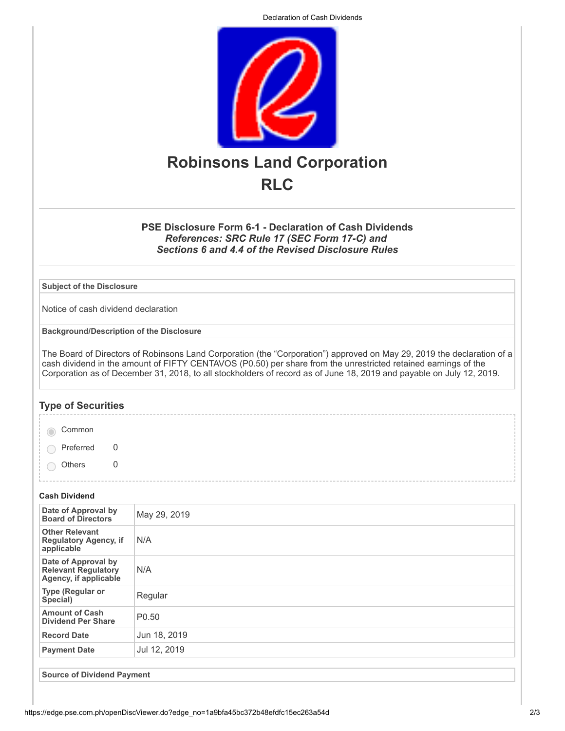# Robinsons Land Corporation
# RLC

### PSE Disclosure Form 6-1 - Declaration of Cash Dividends
***References: SRC Rule 17 (SEC Form 17-C) and Sections 6 and 4.4 of the Revised Disclosure Rules***

**Subject of the Disclosure**

Notice of cash dividend declaration

**Background/Description of the Disclosure**

The Board of Directors of Robinsons Land Corporation (the "Corporation") approved on May 29, 2019 the declaration of a cash dividend in the amount of FIFTY CENTAVOS (P0.50) per share from the unrestricted retained earnings of the Corporation as of December 31, 2018, to all stockholders of record as of June 18, 2019 and payable on July 12, 2019.

## Type of Securities

- (selected) Common
- Preferred 0
- Others 0

**Cash Dividend**

| | |
|---|---|
| **Date of Approval by Board of Directors** | May 29, 2019 |
| **Other Relevant Regulatory Agency, if applicable** | N/A |
| **Date of Approval by Relevant Regulatory Agency, if applicable** | N/A |
| **Type (Regular or Special)** | Regular |
| **Amount of Cash Dividend Per Share** | P0.50 |
| **Record Date** | Jun 18, 2019 |
| **Payment Date** | Jul 12, 2019 |

**Source of Dividend Payment**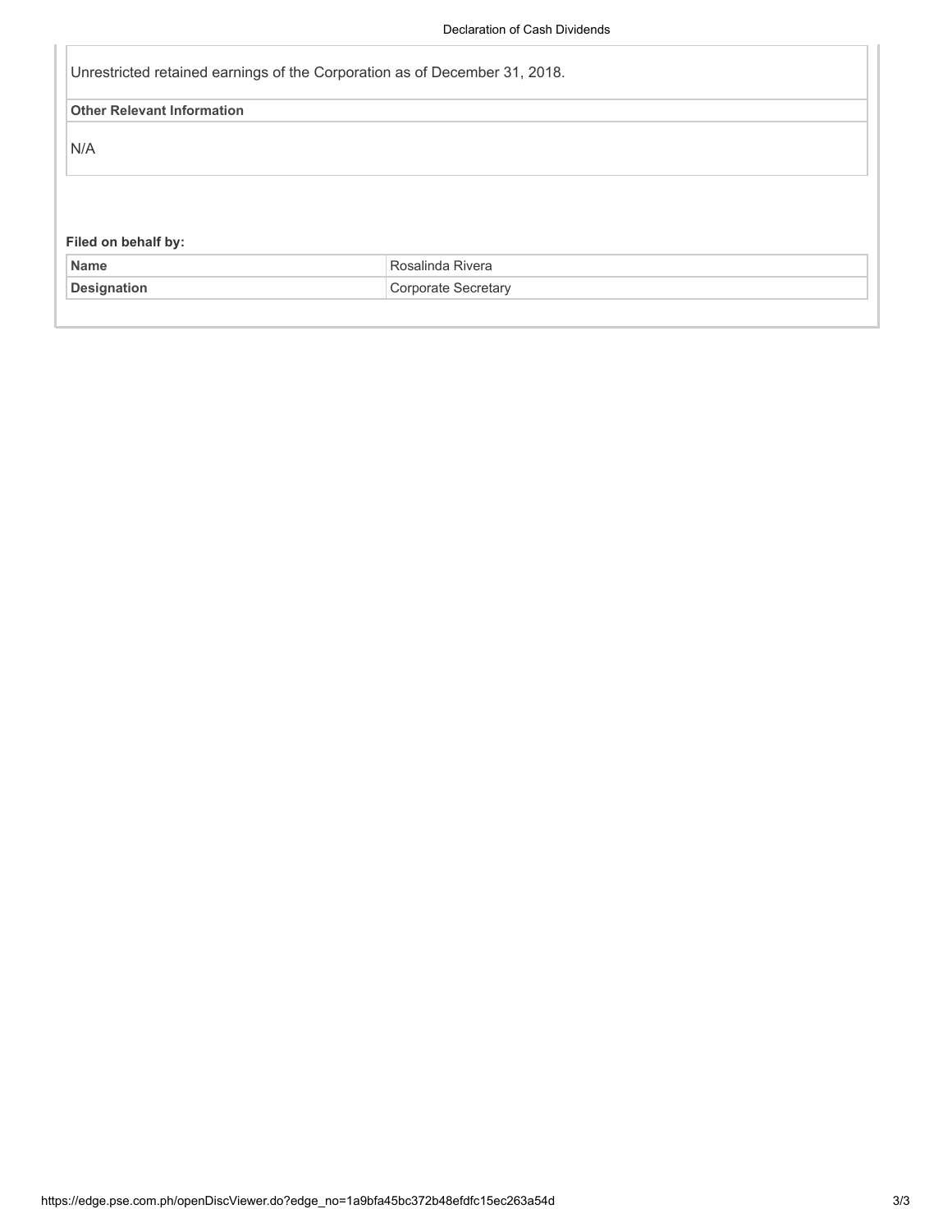Unrestricted retained earnings of the Corporation as of December 31, 2018.

**Other Relevant Information**

N/A

**Filed on behalf by:**

| | |
|---|---|
| **Name** | Rosalinda Rivera |
| **Designation** | Corporate Secretary |